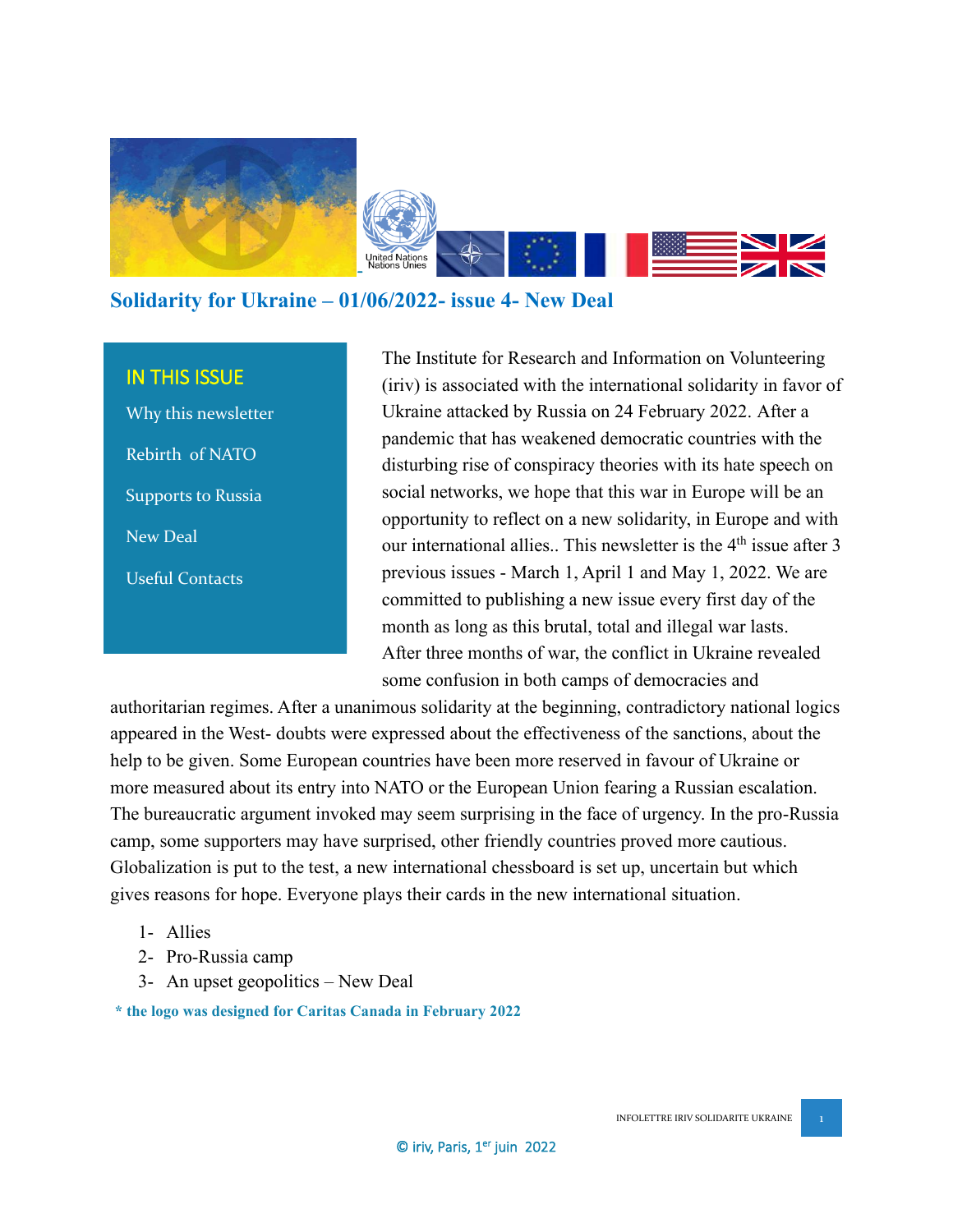## Solidarity for Ukraine – 01/06/2022- issue 4- New Deal

**IN THIS ISSUE**

- Why this newsletter
- Rebirth of NATO
- Supports to Russia
- New Deal
- Useful Contacts

The Institute for Research and Information on Volunteering (iriv) is associated with the international solidarity in favor of Ukraine attacked by Russia on 24 February 2022. After a pandemic that has weakened democratic countries with the disturbing rise of conspiracy theories with its hate speech on social networks, we hope that this war in Europe will be an opportunity to reflect on a new solidarity, in Europe and with our international allies.. This newsletter is the 4th issue after 3 previous issues - March 1, April 1 and May 1, 2022. We are committed to publishing a new issue every first day of the month as long as this brutal, total and illegal war lasts. After three months of war, the conflict in Ukraine revealed some confusion in both camps of democracies and authoritarian regimes. After a unanimous solidarity at the beginning, contradictory national logics appeared in the West- doubts were expressed about the effectiveness of the sanctions, about the help to be given. Some European countries have been more reserved in favour of Ukraine or more measured about its entry into NATO or the European Union fearing a Russian escalation. The bureaucratic argument invoked may seem surprising in the face of urgency. In the pro-Russia camp, some supporters may have surprised, other friendly countries proved more cautious. Globalization is put to the test, a new international chessboard is set up, uncertain but which gives reasons for hope. Everyone plays their cards in the new international situation.

1- Allies
2- Pro-Russia camp
3- An upset geopolitics – New Deal

**\* the logo was designed for Caritas Canada in February 2022**

© iriv, Paris, 1er juin 2022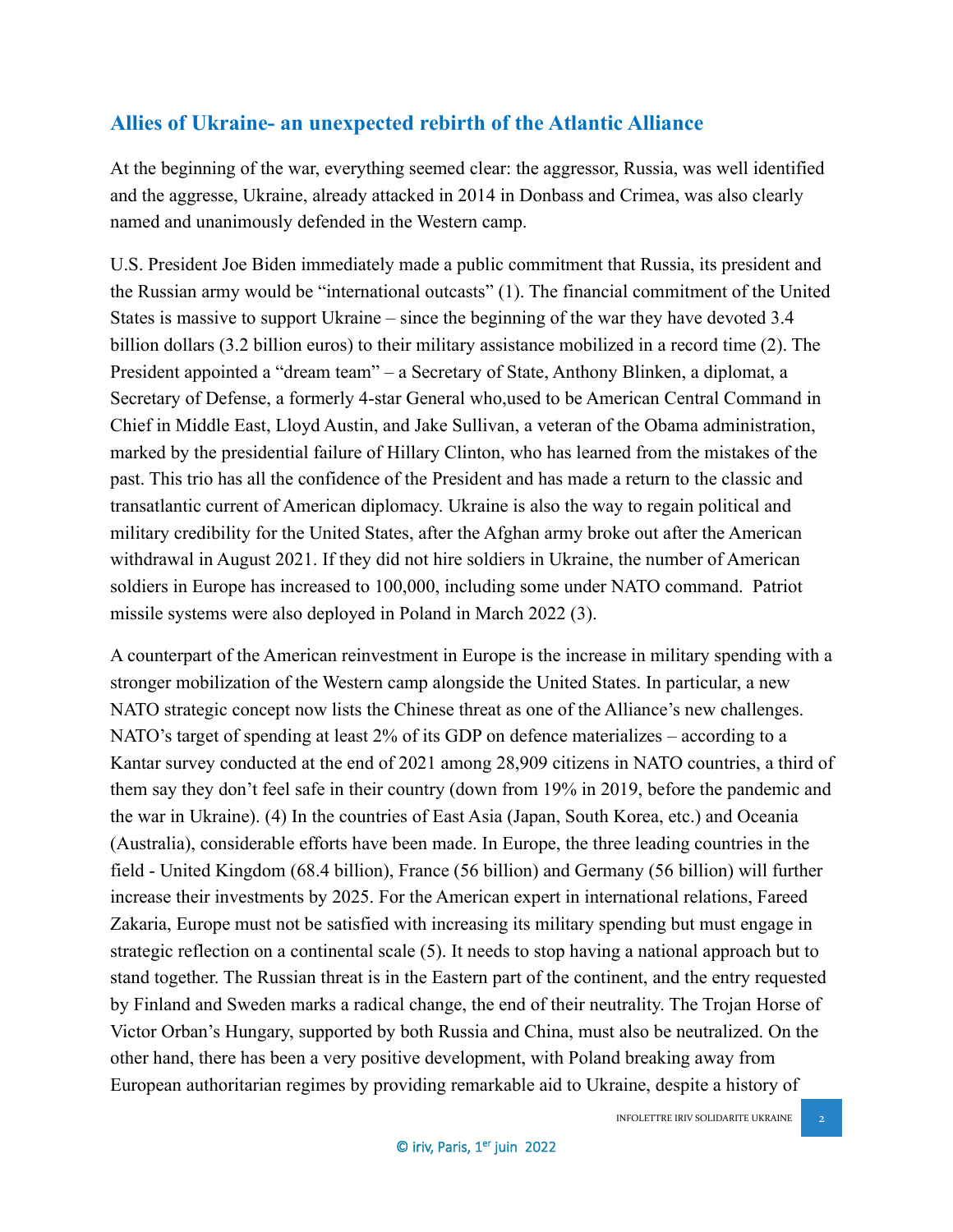## Allies of Ukraine- an unexpected rebirth of the Atlantic Alliance

At the beginning of the war, everything seemed clear: the aggressor, Russia, was well identified and the aggresse, Ukraine, already attacked in 2014 in Donbass and Crimea, was also clearly named and unanimously defended in the Western camp.

U.S. President Joe Biden immediately made a public commitment that Russia, its president and the Russian army would be "international outcasts" (1). The financial commitment of the United States is massive to support Ukraine – since the beginning of the war they have devoted 3.4 billion dollars (3.2 billion euros) to their military assistance mobilized in a record time (2). The President appointed a "dream team" – a Secretary of State, Anthony Blinken, a diplomat, a Secretary of Defense, a formerly 4-star General who,used to be American Central Command in Chief in Middle East, Lloyd Austin, and Jake Sullivan, a veteran of the Obama administration, marked by the presidential failure of Hillary Clinton, who has learned from the mistakes of the past. This trio has all the confidence of the President and has made a return to the classic and transatlantic current of American diplomacy. Ukraine is also the way to regain political and military credibility for the United States, after the Afghan army broke out after the American withdrawal in August 2021. If they did not hire soldiers in Ukraine, the number of American soldiers in Europe has increased to 100,000, including some under NATO command. Patriot missile systems were also deployed in Poland in March 2022 (3).

A counterpart of the American reinvestment in Europe is the increase in military spending with a stronger mobilization of the Western camp alongside the United States. In particular, a new NATO strategic concept now lists the Chinese threat as one of the Alliance's new challenges. NATO's target of spending at least 2% of its GDP on defence materializes – according to a Kantar survey conducted at the end of 2021 among 28,909 citizens in NATO countries, a third of them say they don't feel safe in their country (down from 19% in 2019, before the pandemic and the war in Ukraine). (4) In the countries of East Asia (Japan, South Korea, etc.) and Oceania (Australia), considerable efforts have been made. In Europe, the three leading countries in the field - United Kingdom (68.4 billion), France (56 billion) and Germany (56 billion) will further increase their investments by 2025. For the American expert in international relations, Fareed Zakaria, Europe must not be satisfied with increasing its military spending but must engage in strategic reflection on a continental scale (5). It needs to stop having a national approach but to stand together. The Russian threat is in the Eastern part of the continent, and the entry requested by Finland and Sweden marks a radical change, the end of their neutrality. The Trojan Horse of Victor Orban's Hungary, supported by both Russia and China, must also be neutralized. On the other hand, there has been a very positive development, with Poland breaking away from European authoritarian regimes by providing remarkable aid to Ukraine, despite a history of

© iriv, Paris, 1er juin 2022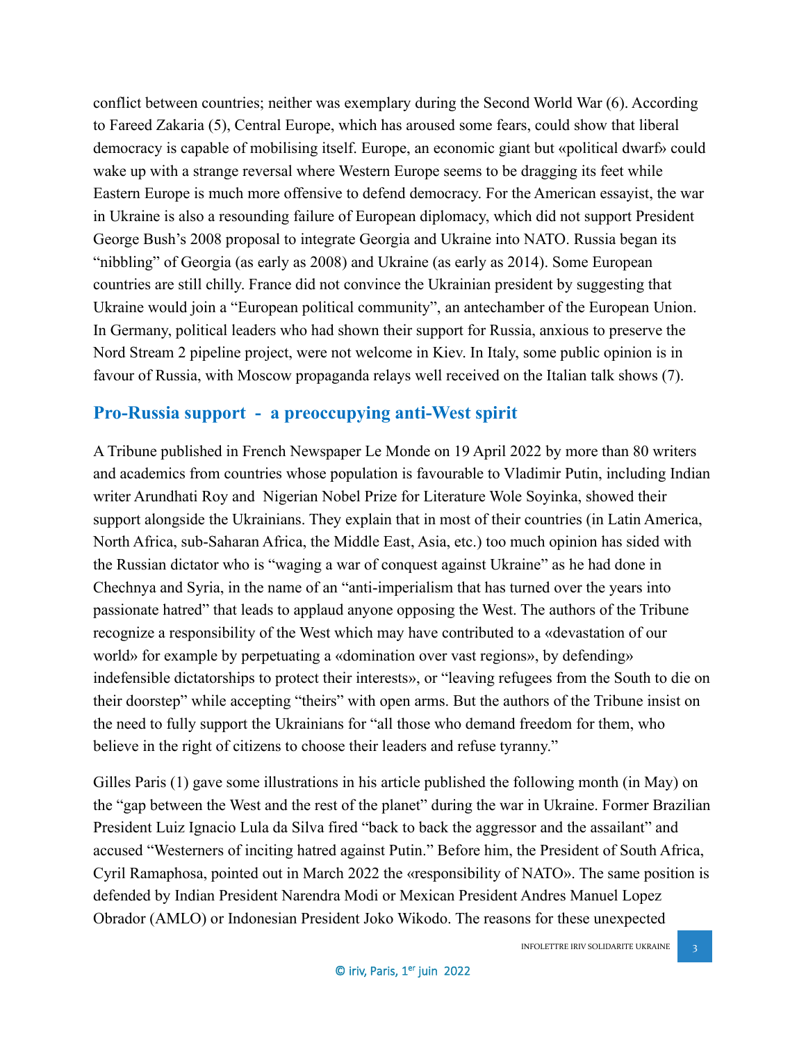conflict between countries; neither was exemplary during the Second World War (6). According to Fareed Zakaria (5), Central Europe, which has aroused some fears, could show that liberal democracy is capable of mobilising itself. Europe, an economic giant but «political dwarf» could wake up with a strange reversal where Western Europe seems to be dragging its feet while Eastern Europe is much more offensive to defend democracy. For the American essayist, the war in Ukraine is also a resounding failure of European diplomacy, which did not support President George Bush's 2008 proposal to integrate Georgia and Ukraine into NATO. Russia began its "nibbling" of Georgia (as early as 2008) and Ukraine (as early as 2014). Some European countries are still chilly. France did not convince the Ukrainian president by suggesting that Ukraine would join a "European political community", an antechamber of the European Union. In Germany, political leaders who had shown their support for Russia, anxious to preserve the Nord Stream 2 pipeline project, were not welcome in Kiev. In Italy, some public opinion is in favour of Russia, with Moscow propaganda relays well received on the Italian talk shows (7).

## Pro-Russia support - a preoccupying anti-West spirit

A Tribune published in French Newspaper Le Monde on 19 April 2022 by more than 80 writers and academics from countries whose population is favourable to Vladimir Putin, including Indian writer Arundhati Roy and Nigerian Nobel Prize for Literature Wole Soyinka, showed their support alongside the Ukrainians. They explain that in most of their countries (in Latin America, North Africa, sub-Saharan Africa, the Middle East, Asia, etc.) too much opinion has sided with the Russian dictator who is "waging a war of conquest against Ukraine" as he had done in Chechnya and Syria, in the name of an "anti-imperialism that has turned over the years into passionate hatred" that leads to applaud anyone opposing the West. The authors of the Tribune recognize a responsibility of the West which may have contributed to a «devastation of our world» for example by perpetuating a «domination over vast regions», by defending» indefensible dictatorships to protect their interests», or "leaving refugees from the South to die on their doorstep" while accepting "theirs" with open arms. But the authors of the Tribune insist on the need to fully support the Ukrainians for "all those who demand freedom for them, who believe in the right of citizens to choose their leaders and refuse tyranny."

Gilles Paris (1) gave some illustrations in his article published the following month (in May) on the "gap between the West and the rest of the planet" during the war in Ukraine. Former Brazilian President Luiz Ignacio Lula da Silva fired "back to back the aggressor and the assailant" and accused "Westerners of inciting hatred against Putin." Before him, the President of South Africa, Cyril Ramaphosa, pointed out in March 2022 the «responsibility of NATO». The same position is defended by Indian President Narendra Modi or Mexican President Andres Manuel Lopez Obrador (AMLO) or Indonesian President Joko Wikodo. The reasons for these unexpected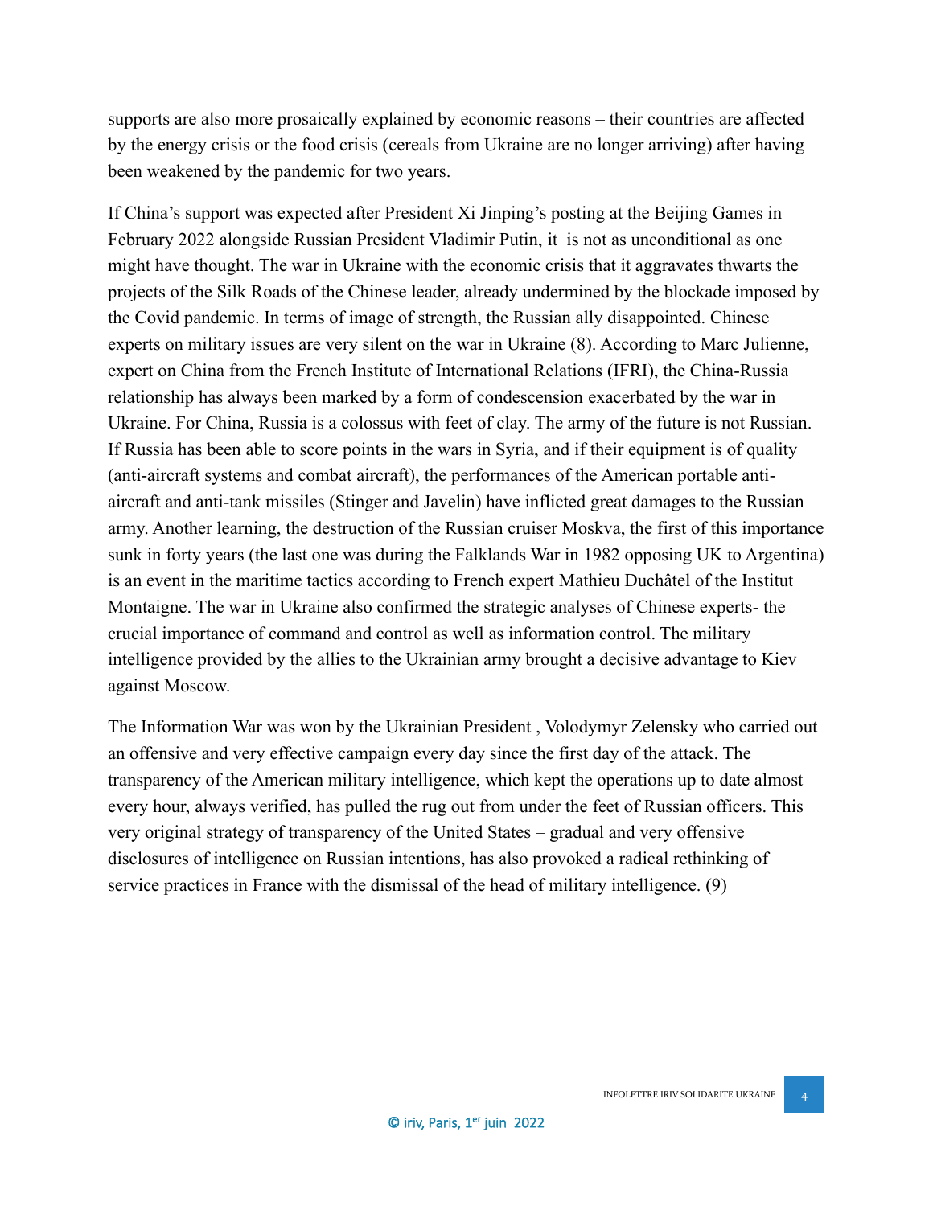supports are also more prosaically explained by economic reasons – their countries are affected by the energy crisis or the food crisis (cereals from Ukraine are no longer arriving) after having been weakened by the pandemic for two years.

If China's support was expected after President Xi Jinping's posting at the Beijing Games in February 2022 alongside Russian President Vladimir Putin, it  is not as unconditional as one might have thought. The war in Ukraine with the economic crisis that it aggravates thwarts the projects of the Silk Roads of the Chinese leader, already undermined by the blockade imposed by the Covid pandemic. In terms of image of strength, the Russian ally disappointed. Chinese experts on military issues are very silent on the war in Ukraine (8). According to Marc Julienne, expert on China from the French Institute of International Relations (IFRI), the China-Russia relationship has always been marked by a form of condescension exacerbated by the war in Ukraine. For China, Russia is a colossus with feet of clay. The army of the future is not Russian. If Russia has been able to score points in the wars in Syria, and if their equipment is of quality (anti-aircraft systems and combat aircraft), the performances of the American portable anti-aircraft and anti-tank missiles (Stinger and Javelin) have inflicted great damages to the Russian army. Another learning, the destruction of the Russian cruiser Moskva, the first of this importance sunk in forty years (the last one was during the Falklands War in 1982 opposing UK to Argentina) is an event in the maritime tactics according to French expert Mathieu Duchâtel of the Institut Montaigne. The war in Ukraine also confirmed the strategic analyses of Chinese experts- the crucial importance of command and control as well as information control. The military intelligence provided by the allies to the Ukrainian army brought a decisive advantage to Kiev against Moscow.

The Information War was won by the Ukrainian President , Volodymyr Zelensky who carried out an offensive and very effective campaign every day since the first day of the attack. The transparency of the American military intelligence, which kept the operations up to date almost every hour, always verified, has pulled the rug out from under the feet of Russian officers. This very original strategy of transparency of the United States – gradual and very offensive disclosures of intelligence on Russian intentions, has also provoked a radical rethinking of service practices in France with the dismissal of the head of military intelligence. (9)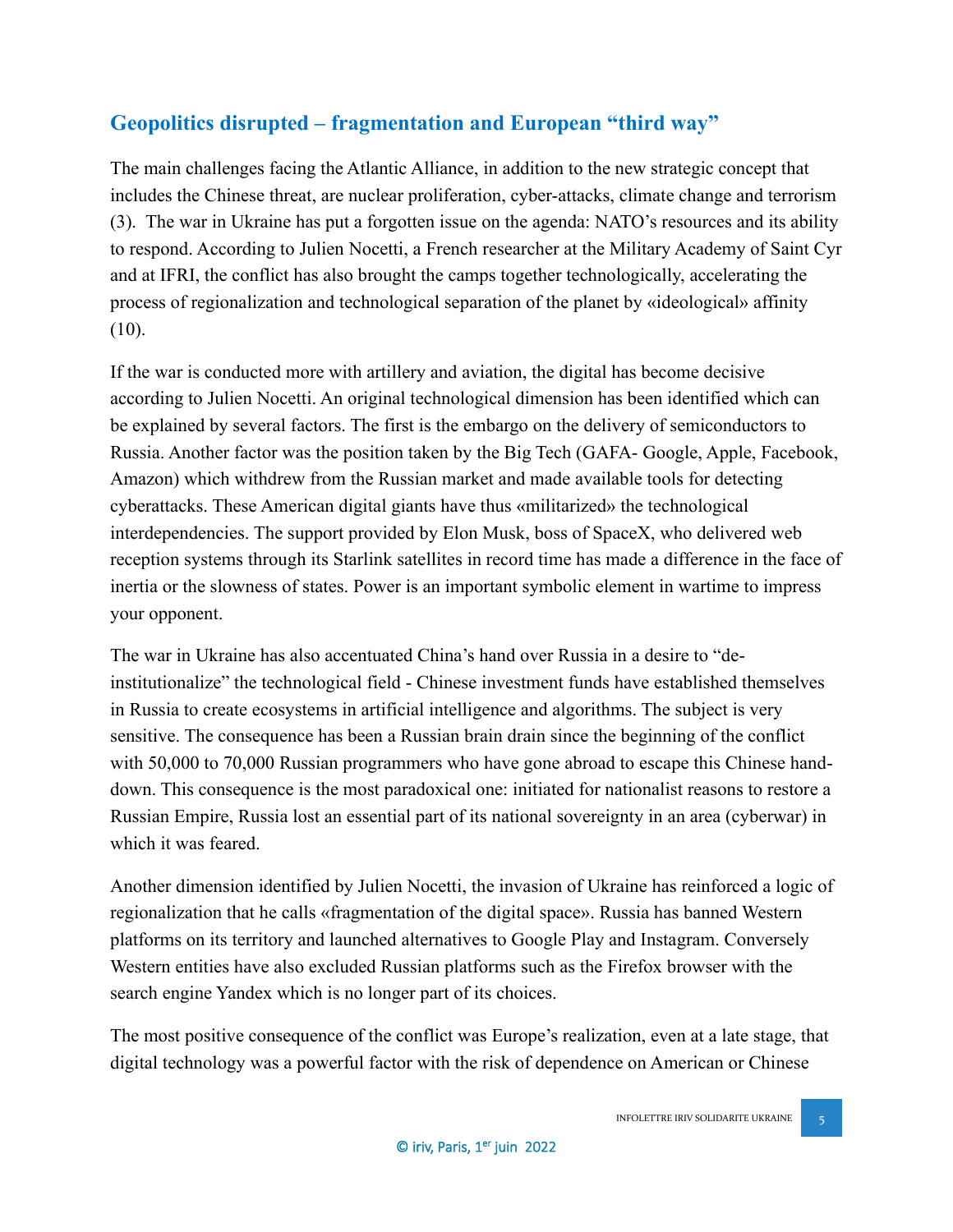## Geopolitics disrupted – fragmentation and European “third way”

The main challenges facing the Atlantic Alliance, in addition to the new strategic concept that includes the Chinese threat, are nuclear proliferation, cyber-attacks, climate change and terrorism (3). The war in Ukraine has put a forgotten issue on the agenda: NATO’s resources and its ability to respond. According to Julien Nocetti, a French researcher at the Military Academy of Saint Cyr and at IFRI, the conflict has also brought the camps together technologically, accelerating the process of regionalization and technological separation of the planet by «ideological» affinity (10).

If the war is conducted more with artillery and aviation, the digital has become decisive according to Julien Nocetti. An original technological dimension has been identified which can be explained by several factors. The first is the embargo on the delivery of semiconductors to Russia. Another factor was the position taken by the Big Tech (GAFA- Google, Apple, Facebook, Amazon) which withdrew from the Russian market and made available tools for detecting cyberattacks. These American digital giants have thus «militarized» the technological interdependencies. The support provided by Elon Musk, boss of SpaceX, who delivered web reception systems through its Starlink satellites in record time has made a difference in the face of inertia or the slowness of states. Power is an important symbolic element in wartime to impress your opponent.

The war in Ukraine has also accentuated China’s hand over Russia in a desire to “de-institutionalize” the technological field - Chinese investment funds have established themselves in Russia to create ecosystems in artificial intelligence and algorithms. The subject is very sensitive. The consequence has been a Russian brain drain since the beginning of the conflict with 50,000 to 70,000 Russian programmers who have gone abroad to escape this Chinese hand-down. This consequence is the most paradoxical one: initiated for nationalist reasons to restore a Russian Empire, Russia lost an essential part of its national sovereignty in an area (cyberwar) in which it was feared.

Another dimension identified by Julien Nocetti, the invasion of Ukraine has reinforced a logic of regionalization that he calls «fragmentation of the digital space». Russia has banned Western platforms on its territory and launched alternatives to Google Play and Instagram. Conversely Western entities have also excluded Russian platforms such as the Firefox browser with the search engine Yandex which is no longer part of its choices.

The most positive consequence of the conflict was Europe’s realization, even at a late stage, that digital technology was a powerful factor with the risk of dependence on American or Chinese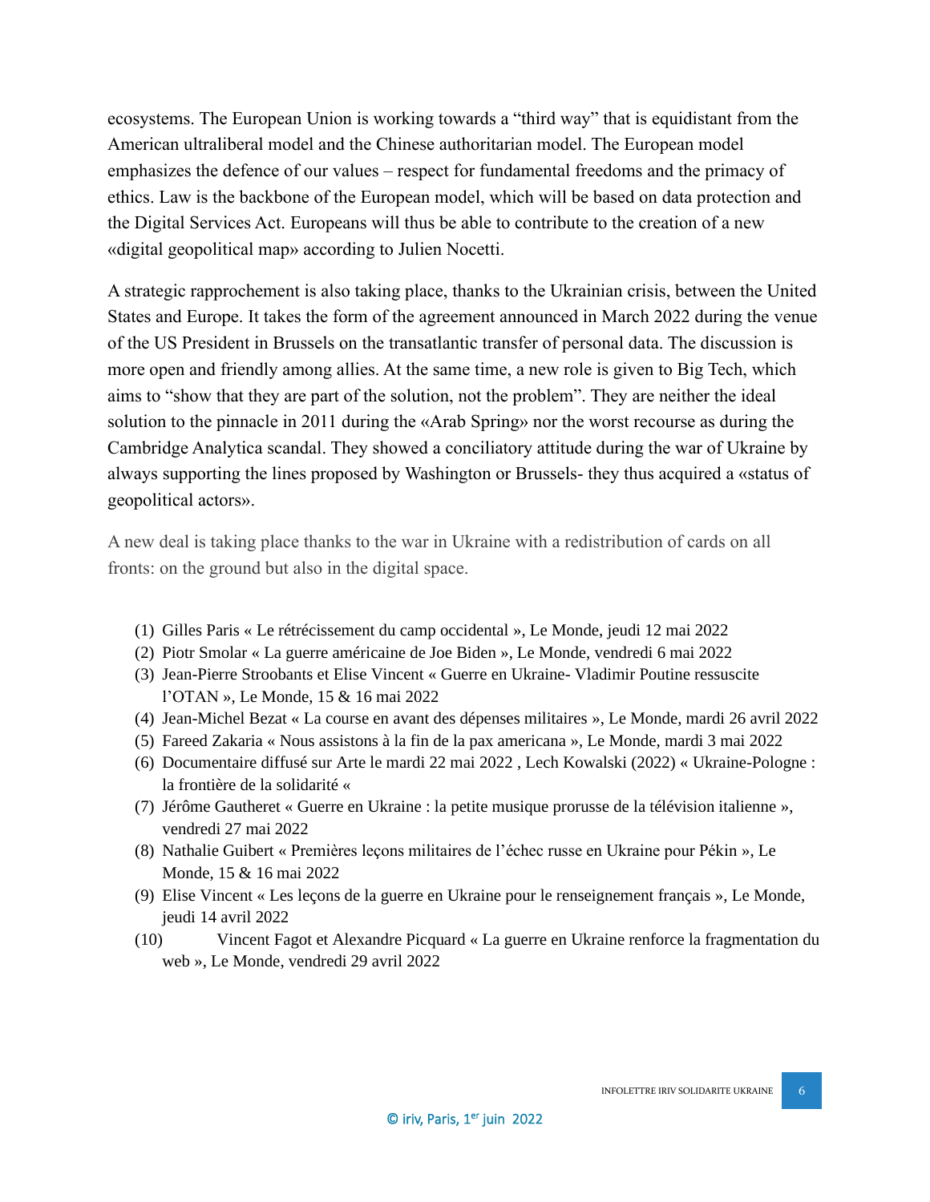ecosystems. The European Union is working towards a "third way" that is equidistant from the American ultraliberal model and the Chinese authoritarian model. The European model emphasizes the defence of our values – respect for fundamental freedoms and the primacy of ethics. Law is the backbone of the European model, which will be based on data protection and the Digital Services Act. Europeans will thus be able to contribute to the creation of a new «digital geopolitical map» according to Julien Nocetti.

A strategic rapprochement is also taking place, thanks to the Ukrainian crisis, between the United States and Europe. It takes the form of the agreement announced in March 2022 during the venue of the US President in Brussels on the transatlantic transfer of personal data. The discussion is more open and friendly among allies. At the same time, a new role is given to Big Tech, which aims to "show that they are part of the solution, not the problem". They are neither the ideal solution to the pinnacle in 2011 during the «Arab Spring» nor the worst recourse as during the Cambridge Analytica scandal. They showed a conciliatory attitude during the war of Ukraine by always supporting the lines proposed by Washington or Brussels- they thus acquired a «status of geopolitical actors».

A new deal is taking place thanks to the war in Ukraine with a redistribution of cards on all fronts: on the ground but also in the digital space.

(1) Gilles Paris « Le rétrécissement du camp occidental », Le Monde, jeudi 12 mai 2022
(2) Piotr Smolar « La guerre américaine de Joe Biden », Le Monde, vendredi 6 mai 2022
(3) Jean-Pierre Stroobants et Elise Vincent « Guerre en Ukraine- Vladimir Poutine ressuscite l'OTAN », Le Monde, 15 & 16 mai 2022
(4) Jean-Michel Bezat « La course en avant des dépenses militaires », Le Monde, mardi 26 avril 2022
(5) Fareed Zakaria « Nous assistons à la fin de la pax americana », Le Monde, mardi 3 mai 2022
(6) Documentaire diffusé sur Arte le mardi 22 mai 2022 , Lech Kowalski (2022) « Ukraine-Pologne : la frontière de la solidarité «
(7) Jérôme Gautheret « Guerre en Ukraine : la petite musique prorusse de la télévision italienne », vendredi 27 mai 2022
(8) Nathalie Guibert « Premières leçons militaires de l'échec russe en Ukraine pour Pékin », Le Monde, 15 & 16 mai 2022
(9) Elise Vincent « Les leçons de la guerre en Ukraine pour le renseignement français », Le Monde, jeudi 14 avril 2022
(10) Vincent Fagot et Alexandre Picquard « La guerre en Ukraine renforce la fragmentation du web », Le Monde, vendredi 29 avril 2022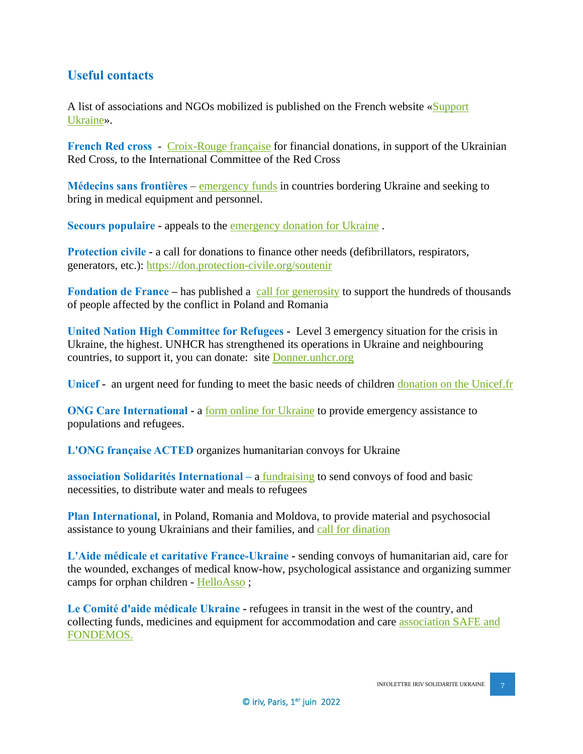## Useful contacts

A list of associations and NGOs mobilized is published on the French website «Support Ukraine».

**French Red cross** - Croix-Rouge française for financial donations, in support of the Ukrainian Red Cross, to the International Committee of the Red Cross

**Médecins sans frontières** – emergency funds in countries bordering Ukraine and seeking to bring in medical equipment and personnel.

**Secours populaire** - appeals to the emergency donation for Ukraine .

**Protection civile** - a call for donations to finance other needs (defibrillators, respirators, generators, etc.): https://don.protection-civile.org/soutenir

**Fondation de France** – has published a call for generosity to support the hundreds of thousands of people affected by the conflict in Poland and Romania

**United Nation High Committee for Refugees** - Level 3 emergency situation for the crisis in Ukraine, the highest. UNHCR has strengthened its operations in Ukraine and neighbouring countries, to support it, you can donate: site Donner.unhcr.org

**Unicef** - an urgent need for funding to meet the basic needs of children donation on the Unicef.fr

**ONG Care International** - a form online for Ukraine to provide emergency assistance to populations and refugees.

**L'ONG française ACTED** organizes humanitarian convoys for Ukraine

**association Solidarités International** – a fundraising to send convoys of food and basic necessities, to distribute water and meals to refugees

**Plan International**, in Poland, Romania and Moldova, to provide material and psychosocial assistance to young Ukrainians and their families, and call for dination

**L'Aide médicale et caritative France-Ukraine** - sending convoys of humanitarian aid, care for the wounded, exchanges of medical know-how, psychological assistance and organizing summer camps for orphan children - HelloAsso ;

**Le Comité d'aide médicale Ukraine** - refugees in transit in the west of the country, and collecting funds, medicines and equipment for accommodation and care association SAFE and FONDEMOS.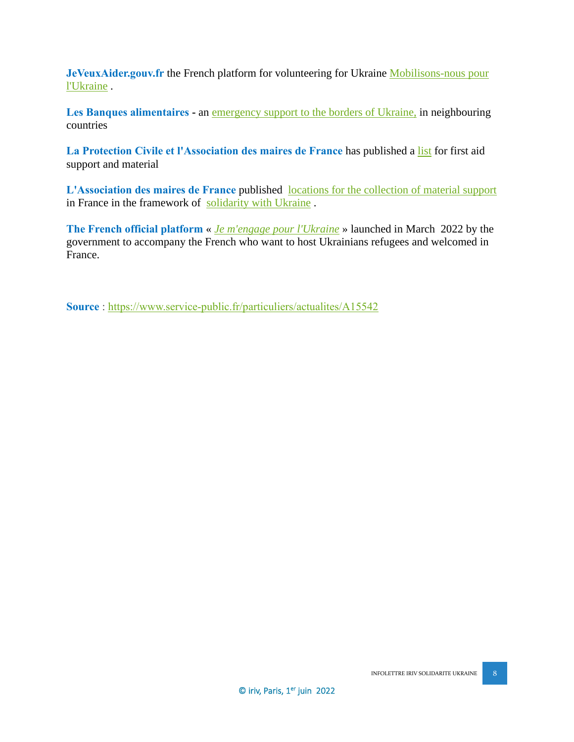**JeVeuxAider.gouv.fr** the French platform for volunteering for Ukraine Mobilisons-nous pour l'Ukraine .

**Les Banques alimentaires** - an emergency support to the borders of Ukraine, in neighbouring countries

**La Protection Civile et l'Association des maires de France** has published a list for first aid support and material

**L'Association des maires de France** published locations for the collection of material support in France in the framework of solidarity with Ukraine .

**The French official platform** « *Je m'engage pour l'Ukraine* » launched in March 2022 by the government to accompany the French who want to host Ukrainians refugees and welcomed in France.

**Source** : https://www.service-public.fr/particuliers/actualites/A15542

© iriv, Paris, 1er juin 2022